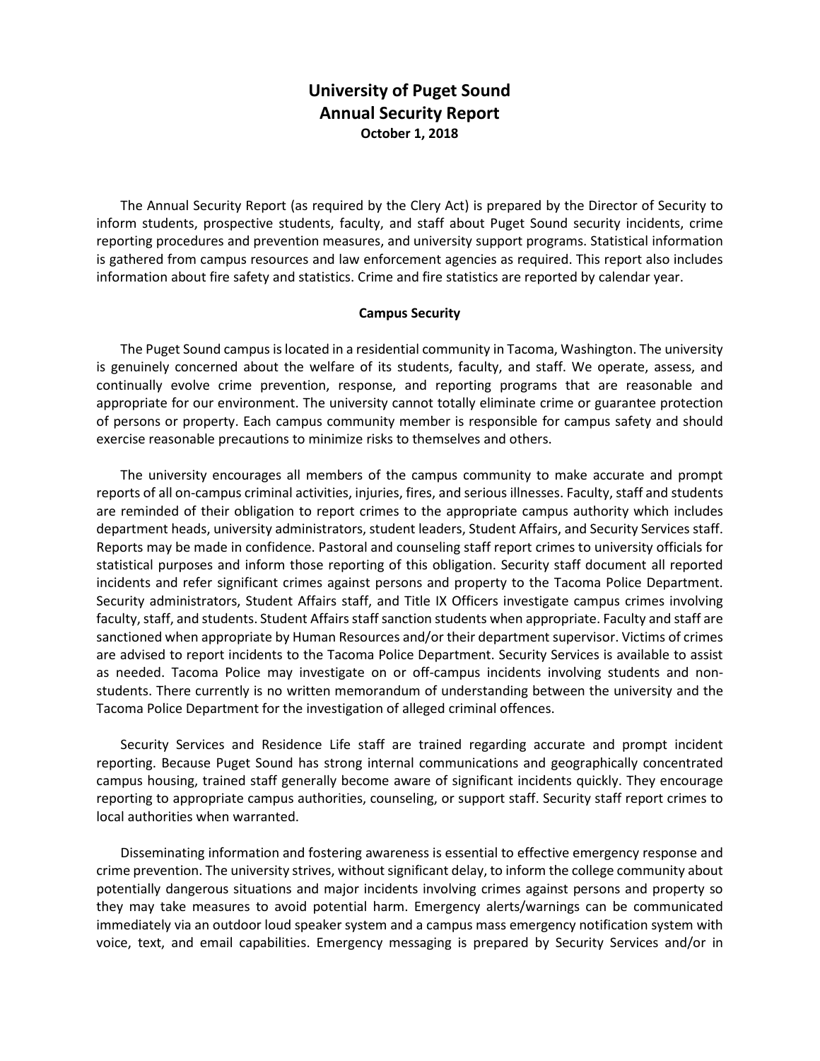# University of Puget Sound
# Annual Security Report
**October 1, 2018**

The Annual Security Report (as required by the Clery Act) is prepared by the Director of Security to inform students, prospective students, faculty, and staff about Puget Sound security incidents, crime reporting procedures and prevention measures, and university support programs. Statistical information is gathered from campus resources and law enforcement agencies as required. This report also includes information about fire safety and statistics. Crime and fire statistics are reported by calendar year.

## Campus Security

The Puget Sound campus is located in a residential community in Tacoma, Washington. The university is genuinely concerned about the welfare of its students, faculty, and staff. We operate, assess, and continually evolve crime prevention, response, and reporting programs that are reasonable and appropriate for our environment. The university cannot totally eliminate crime or guarantee protection of persons or property. Each campus community member is responsible for campus safety and should exercise reasonable precautions to minimize risks to themselves and others.

The university encourages all members of the campus community to make accurate and prompt reports of all on-campus criminal activities, injuries, fires, and serious illnesses. Faculty, staff and students are reminded of their obligation to report crimes to the appropriate campus authority which includes department heads, university administrators, student leaders, Student Affairs, and Security Services staff. Reports may be made in confidence. Pastoral and counseling staff report crimes to university officials for statistical purposes and inform those reporting of this obligation. Security staff document all reported incidents and refer significant crimes against persons and property to the Tacoma Police Department. Security administrators, Student Affairs staff, and Title IX Officers investigate campus crimes involving faculty, staff, and students. Student Affairs staff sanction students when appropriate. Faculty and staff are sanctioned when appropriate by Human Resources and/or their department supervisor. Victims of crimes are advised to report incidents to the Tacoma Police Department. Security Services is available to assist as needed. Tacoma Police may investigate on or off-campus incidents involving students and non-students. There currently is no written memorandum of understanding between the university and the Tacoma Police Department for the investigation of alleged criminal offences.

Security Services and Residence Life staff are trained regarding accurate and prompt incident reporting. Because Puget Sound has strong internal communications and geographically concentrated campus housing, trained staff generally become aware of significant incidents quickly. They encourage reporting to appropriate campus authorities, counseling, or support staff. Security staff report crimes to local authorities when warranted.

Disseminating information and fostering awareness is essential to effective emergency response and crime prevention. The university strives, without significant delay, to inform the college community about potentially dangerous situations and major incidents involving crimes against persons and property so they may take measures to avoid potential harm. Emergency alerts/warnings can be communicated immediately via an outdoor loud speaker system and a campus mass emergency notification system with voice, text, and email capabilities. Emergency messaging is prepared by Security Services and/or in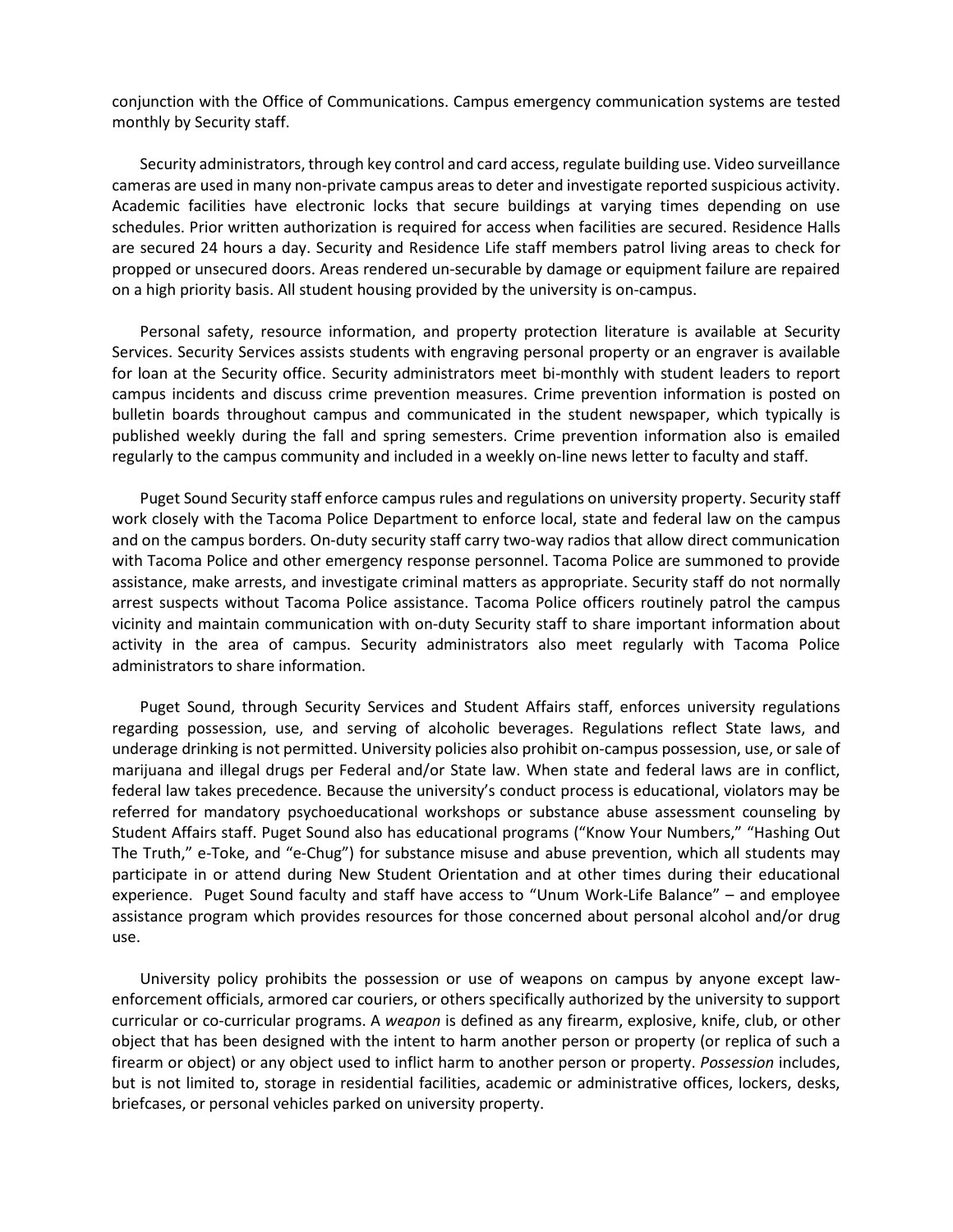conjunction with the Office of Communications. Campus emergency communication systems are tested monthly by Security staff.

Security administrators, through key control and card access, regulate building use. Video surveillance cameras are used in many non-private campus areas to deter and investigate reported suspicious activity. Academic facilities have electronic locks that secure buildings at varying times depending on use schedules. Prior written authorization is required for access when facilities are secured. Residence Halls are secured 24 hours a day. Security and Residence Life staff members patrol living areas to check for propped or unsecured doors. Areas rendered un-securable by damage or equipment failure are repaired on a high priority basis. All student housing provided by the university is on-campus.

Personal safety, resource information, and property protection literature is available at Security Services. Security Services assists students with engraving personal property or an engraver is available for loan at the Security office. Security administrators meet bi-monthly with student leaders to report campus incidents and discuss crime prevention measures. Crime prevention information is posted on bulletin boards throughout campus and communicated in the student newspaper, which typically is published weekly during the fall and spring semesters. Crime prevention information also is emailed regularly to the campus community and included in a weekly on-line news letter to faculty and staff.

Puget Sound Security staff enforce campus rules and regulations on university property. Security staff work closely with the Tacoma Police Department to enforce local, state and federal law on the campus and on the campus borders. On-duty security staff carry two-way radios that allow direct communication with Tacoma Police and other emergency response personnel. Tacoma Police are summoned to provide assistance, make arrests, and investigate criminal matters as appropriate. Security staff do not normally arrest suspects without Tacoma Police assistance. Tacoma Police officers routinely patrol the campus vicinity and maintain communication with on-duty Security staff to share important information about activity in the area of campus. Security administrators also meet regularly with Tacoma Police administrators to share information.

Puget Sound, through Security Services and Student Affairs staff, enforces university regulations regarding possession, use, and serving of alcoholic beverages. Regulations reflect State laws, and underage drinking is not permitted. University policies also prohibit on-campus possession, use, or sale of marijuana and illegal drugs per Federal and/or State law. When state and federal laws are in conflict, federal law takes precedence. Because the university's conduct process is educational, violators may be referred for mandatory psychoeducational workshops or substance abuse assessment counseling by Student Affairs staff. Puget Sound also has educational programs ("Know Your Numbers," "Hashing Out The Truth," e-Toke, and "e-Chug") for substance misuse and abuse prevention, which all students may participate in or attend during New Student Orientation and at other times during their educational experience. Puget Sound faculty and staff have access to "Unum Work-Life Balance" – and employee assistance program which provides resources for those concerned about personal alcohol and/or drug use.

University policy prohibits the possession or use of weapons on campus by anyone except law-enforcement officials, armored car couriers, or others specifically authorized by the university to support curricular or co-curricular programs. A *weapon* is defined as any firearm, explosive, knife, club, or other object that has been designed with the intent to harm another person or property (or replica of such a firearm or object) or any object used to inflict harm to another person or property. *Possession* includes, but is not limited to, storage in residential facilities, academic or administrative offices, lockers, desks, briefcases, or personal vehicles parked on university property.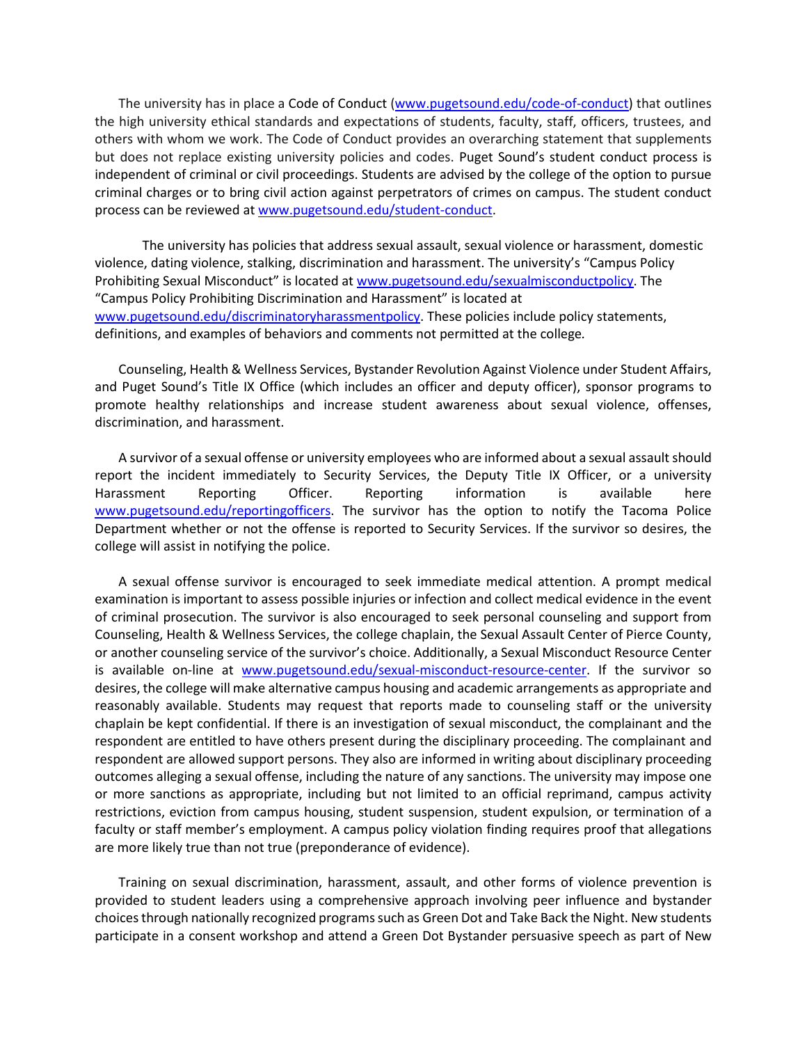The university has in place a Code of Conduct (www.pugetsound.edu/code-of-conduct) that outlines the high university ethical standards and expectations of students, faculty, staff, officers, trustees, and others with whom we work. The Code of Conduct provides an overarching statement that supplements but does not replace existing university policies and codes. Puget Sound's student conduct process is independent of criminal or civil proceedings. Students are advised by the college of the option to pursue criminal charges or to bring civil action against perpetrators of crimes on campus. The student conduct process can be reviewed at www.pugetsound.edu/student-conduct.

The university has policies that address sexual assault, sexual violence or harassment, domestic violence, dating violence, stalking, discrimination and harassment. The university's "Campus Policy Prohibiting Sexual Misconduct" is located at www.pugetsound.edu/sexualmisconductpolicy. The "Campus Policy Prohibiting Discrimination and Harassment" is located at www.pugetsound.edu/discriminatoryharassmentpolicy. These policies include policy statements, definitions, and examples of behaviors and comments not permitted at the college.

Counseling, Health & Wellness Services, Bystander Revolution Against Violence under Student Affairs, and Puget Sound's Title IX Office (which includes an officer and deputy officer), sponsor programs to promote healthy relationships and increase student awareness about sexual violence, offenses, discrimination, and harassment.

A survivor of a sexual offense or university employees who are informed about a sexual assault should report the incident immediately to Security Services, the Deputy Title IX Officer, or a university Harassment Reporting Officer. Reporting information is available here www.pugetsound.edu/reportingofficers. The survivor has the option to notify the Tacoma Police Department whether or not the offense is reported to Security Services. If the survivor so desires, the college will assist in notifying the police.

A sexual offense survivor is encouraged to seek immediate medical attention. A prompt medical examination is important to assess possible injuries or infection and collect medical evidence in the event of criminal prosecution. The survivor is also encouraged to seek personal counseling and support from Counseling, Health & Wellness Services, the college chaplain, the Sexual Assault Center of Pierce County, or another counseling service of the survivor's choice. Additionally, a Sexual Misconduct Resource Center is available on-line at www.pugetsound.edu/sexual-misconduct-resource-center. If the survivor so desires, the college will make alternative campus housing and academic arrangements as appropriate and reasonably available. Students may request that reports made to counseling staff or the university chaplain be kept confidential. If there is an investigation of sexual misconduct, the complainant and the respondent are entitled to have others present during the disciplinary proceeding. The complainant and respondent are allowed support persons. They also are informed in writing about disciplinary proceeding outcomes alleging a sexual offense, including the nature of any sanctions. The university may impose one or more sanctions as appropriate, including but not limited to an official reprimand, campus activity restrictions, eviction from campus housing, student suspension, student expulsion, or termination of a faculty or staff member's employment. A campus policy violation finding requires proof that allegations are more likely true than not true (preponderance of evidence).

Training on sexual discrimination, harassment, assault, and other forms of violence prevention is provided to student leaders using a comprehensive approach involving peer influence and bystander choices through nationally recognized programs such as Green Dot and Take Back the Night. New students participate in a consent workshop and attend a Green Dot Bystander persuasive speech as part of New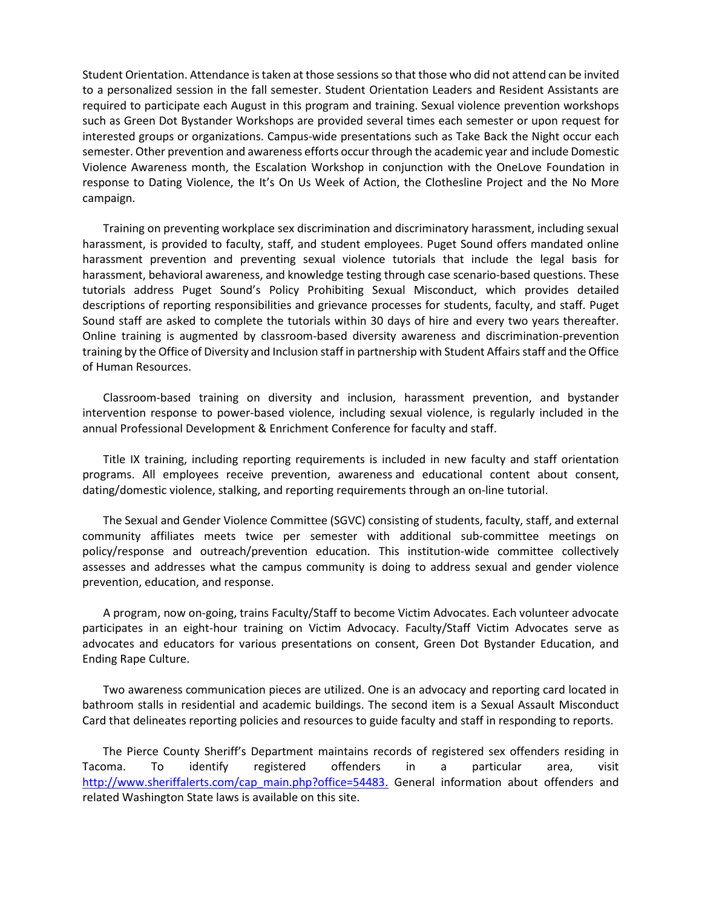Student Orientation. Attendance is taken at those sessions so that those who did not attend can be invited to a personalized session in the fall semester. Student Orientation Leaders and Resident Assistants are required to participate each August in this program and training. Sexual violence prevention workshops such as Green Dot Bystander Workshops are provided several times each semester or upon request for interested groups or organizations. Campus-wide presentations such as Take Back the Night occur each semester. Other prevention and awareness efforts occur through the academic year and include Domestic Violence Awareness month, the Escalation Workshop in conjunction with the OneLove Foundation in response to Dating Violence, the It's On Us Week of Action, the Clothesline Project and the No More campaign.

Training on preventing workplace sex discrimination and discriminatory harassment, including sexual harassment, is provided to faculty, staff, and student employees. Puget Sound offers mandated online harassment prevention and preventing sexual violence tutorials that include the legal basis for harassment, behavioral awareness, and knowledge testing through case scenario-based questions. These tutorials address Puget Sound's Policy Prohibiting Sexual Misconduct, which provides detailed descriptions of reporting responsibilities and grievance processes for students, faculty, and staff. Puget Sound staff are asked to complete the tutorials within 30 days of hire and every two years thereafter. Online training is augmented by classroom-based diversity awareness and discrimination-prevention training by the Office of Diversity and Inclusion staff in partnership with Student Affairs staff and the Office of Human Resources.

Classroom-based training on diversity and inclusion, harassment prevention, and bystander intervention response to power-based violence, including sexual violence, is regularly included in the annual Professional Development & Enrichment Conference for faculty and staff.

Title IX training, including reporting requirements is included in new faculty and staff orientation programs. All employees receive prevention, awareness and educational content about consent, dating/domestic violence, stalking, and reporting requirements through an on-line tutorial.

The Sexual and Gender Violence Committee (SGVC) consisting of students, faculty, staff, and external community affiliates meets twice per semester with additional sub-committee meetings on policy/response and outreach/prevention education. This institution-wide committee collectively assesses and addresses what the campus community is doing to address sexual and gender violence prevention, education, and response.

A program, now on-going, trains Faculty/Staff to become Victim Advocates. Each volunteer advocate participates in an eight-hour training on Victim Advocacy. Faculty/Staff Victim Advocates serve as advocates and educators for various presentations on consent, Green Dot Bystander Education, and Ending Rape Culture.

Two awareness communication pieces are utilized. One is an advocacy and reporting card located in bathroom stalls in residential and academic buildings. The second item is a Sexual Assault Misconduct Card that delineates reporting policies and resources to guide faculty and staff in responding to reports.

The Pierce County Sheriff's Department maintains records of registered sex offenders residing in Tacoma. To identify registered offenders in a particular area, visit [http://www.sheriffalerts.com/cap_main.php?office=54483.](http://www.sheriffalerts.com/cap_main.php?office=54483) General information about offenders and related Washington State laws is available on this site.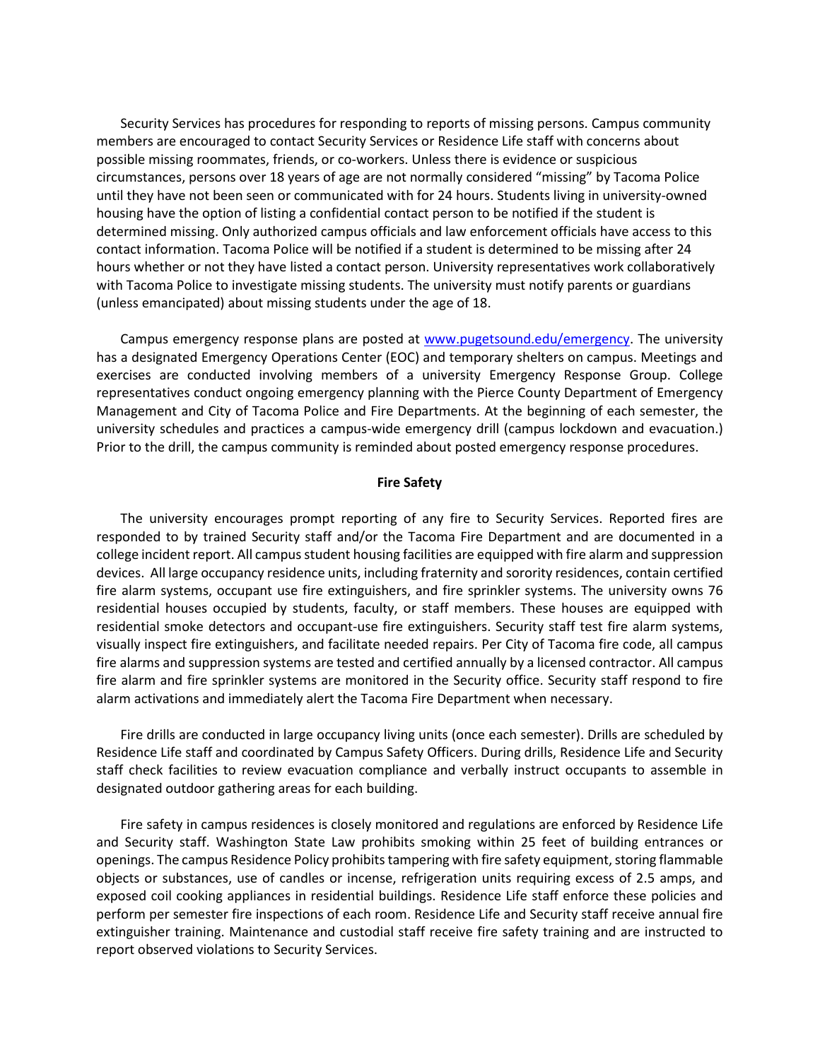Security Services has procedures for responding to reports of missing persons. Campus community members are encouraged to contact Security Services or Residence Life staff with concerns about possible missing roommates, friends, or co-workers. Unless there is evidence or suspicious circumstances, persons over 18 years of age are not normally considered "missing" by Tacoma Police until they have not been seen or communicated with for 24 hours. Students living in university-owned housing have the option of listing a confidential contact person to be notified if the student is determined missing. Only authorized campus officials and law enforcement officials have access to this contact information. Tacoma Police will be notified if a student is determined to be missing after 24 hours whether or not they have listed a contact person. University representatives work collaboratively with Tacoma Police to investigate missing students. The university must notify parents or guardians (unless emancipated) about missing students under the age of 18.

Campus emergency response plans are posted at [www.pugetsound.edu/emergency](www.pugetsound.edu/emergency). The university has a designated Emergency Operations Center (EOC) and temporary shelters on campus. Meetings and exercises are conducted involving members of a university Emergency Response Group. College representatives conduct ongoing emergency planning with the Pierce County Department of Emergency Management and City of Tacoma Police and Fire Departments. At the beginning of each semester, the university schedules and practices a campus-wide emergency drill (campus lockdown and evacuation.) Prior to the drill, the campus community is reminded about posted emergency response procedures.

**Fire Safety**

The university encourages prompt reporting of any fire to Security Services. Reported fires are responded to by trained Security staff and/or the Tacoma Fire Department and are documented in a college incident report. All campus student housing facilities are equipped with fire alarm and suppression devices. All large occupancy residence units, including fraternity and sorority residences, contain certified fire alarm systems, occupant use fire extinguishers, and fire sprinkler systems. The university owns 76 residential houses occupied by students, faculty, or staff members. These houses are equipped with residential smoke detectors and occupant-use fire extinguishers. Security staff test fire alarm systems, visually inspect fire extinguishers, and facilitate needed repairs. Per City of Tacoma fire code, all campus fire alarms and suppression systems are tested and certified annually by a licensed contractor. All campus fire alarm and fire sprinkler systems are monitored in the Security office. Security staff respond to fire alarm activations and immediately alert the Tacoma Fire Department when necessary.

Fire drills are conducted in large occupancy living units (once each semester). Drills are scheduled by Residence Life staff and coordinated by Campus Safety Officers. During drills, Residence Life and Security staff check facilities to review evacuation compliance and verbally instruct occupants to assemble in designated outdoor gathering areas for each building.

Fire safety in campus residences is closely monitored and regulations are enforced by Residence Life and Security staff. Washington State Law prohibits smoking within 25 feet of building entrances or openings. The campus Residence Policy prohibits tampering with fire safety equipment, storing flammable objects or substances, use of candles or incense, refrigeration units requiring excess of 2.5 amps, and exposed coil cooking appliances in residential buildings. Residence Life staff enforce these policies and perform per semester fire inspections of each room. Residence Life and Security staff receive annual fire extinguisher training. Maintenance and custodial staff receive fire safety training and are instructed to report observed violations to Security Services.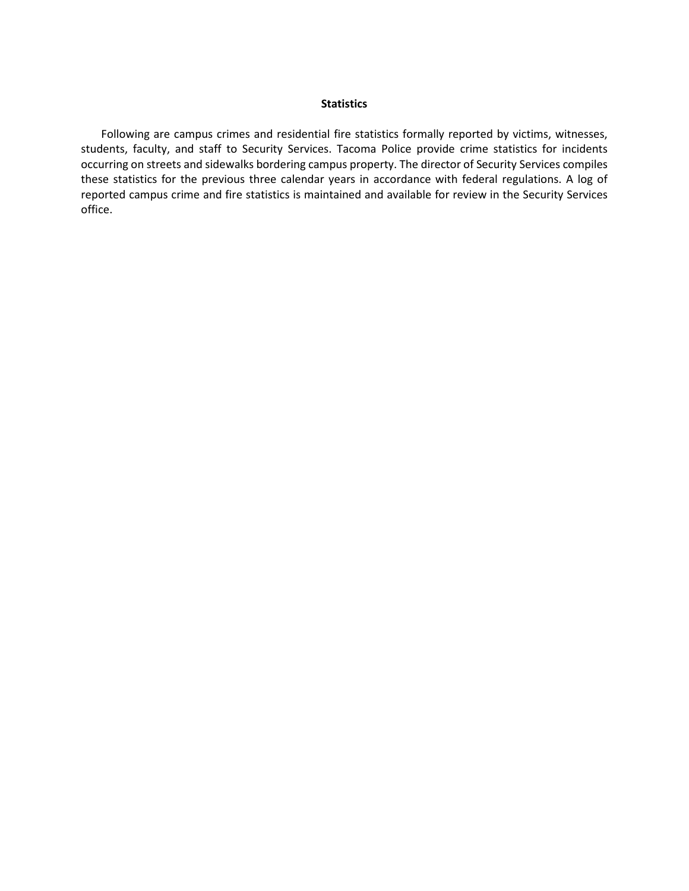## Statistics

Following are campus crimes and residential fire statistics formally reported by victims, witnesses, students, faculty, and staff to Security Services. Tacoma Police provide crime statistics for incidents occurring on streets and sidewalks bordering campus property. The director of Security Services compiles these statistics for the previous three calendar years in accordance with federal regulations. A log of reported campus crime and fire statistics is maintained and available for review in the Security Services office.